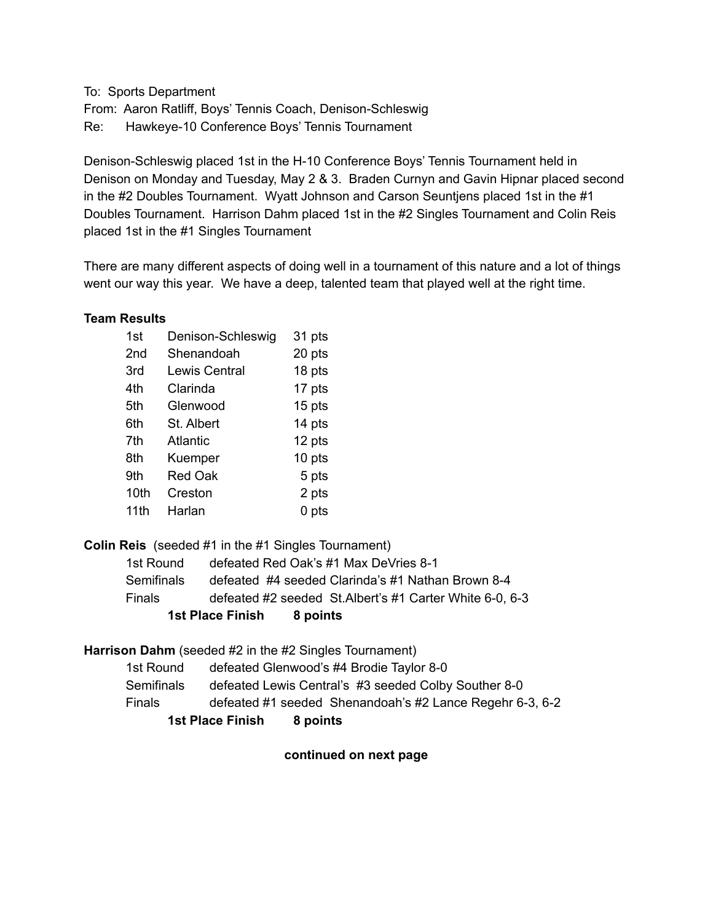To: Sports Department
From: Aaron Ratliff, Boys' Tennis Coach, Denison-Schleswig
Re: Hawkeye-10 Conference Boys' Tennis Tournament

Denison-Schleswig placed 1st in the H-10 Conference Boys' Tennis Tournament held in Denison on Monday and Tuesday, May 2 & 3. Braden Curnyn and Gavin Hipnar placed second in the #2 Doubles Tournament. Wyatt Johnson and Carson Seuntjens placed 1st in the #1 Doubles Tournament. Harrison Dahm placed 1st in the #2 Singles Tournament and Colin Reis placed 1st in the #1 Singles Tournament

There are many different aspects of doing well in a tournament of this nature and a lot of things went our way this year. We have a deep, talented team that played well at the right time.

**Team Results**

| | | |
|---|---|---|
| 1st | Denison-Schleswig | 31 pts |
| 2nd | Shenandoah | 20 pts |
| 3rd | Lewis Central | 18 pts |
| 4th | Clarinda | 17 pts |
| 5th | Glenwood | 15 pts |
| 6th | St. Albert | 14 pts |
| 7th | Atlantic | 12 pts |
| 8th | Kuemper | 10 pts |
| 9th | Red Oak | 5 pts |
| 10th | Creston | 2 pts |
| 11th | Harlan | 0 pts |

**Colin Reis** (seeded #1 in the #1 Singles Tournament)

| | |
|---|---|
| 1st Round | defeated Red Oak's #1 Max DeVries 8-1 |
| Semifinals | defeated #4 seeded Clarinda's #1 Nathan Brown 8-4 |
| Finals | defeated #2 seeded St.Albert's #1 Carter White 6-0, 6-3 |

**1st Place Finish 8 points**

**Harrison Dahm** (seeded #2 in the #2 Singles Tournament)

| | |
|---|---|
| 1st Round | defeated Glenwood's #4 Brodie Taylor 8-0 |
| Semifinals | defeated Lewis Central's #3 seeded Colby Souther 8-0 |
| Finals | defeated #1 seeded Shenandoah's #2 Lance Regehr 6-3, 6-2 |

**1st Place Finish 8 points**

**continued on next page**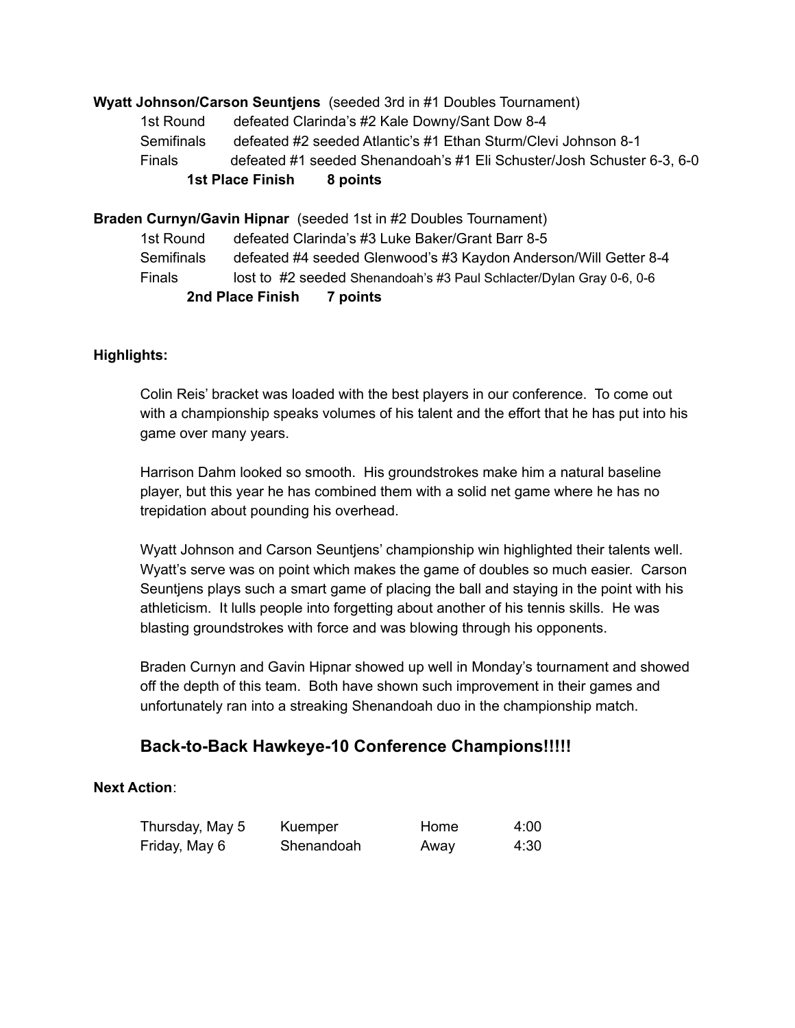**Wyatt Johnson/Carson Seuntjens** (seeded 3rd in #1 Doubles Tournament)

1st Round defeated Clarinda's #2 Kale Downy/Sant Dow 8-4
Semifinals defeated #2 seeded Atlantic's #1 Ethan Sturm/Clevi Johnson 8-1
Finals defeated #1 seeded Shenandoah's #1 Eli Schuster/Josh Schuster 6-3, 6-0
**1st Place Finish 8 points**

**Braden Curnyn/Gavin Hipnar** (seeded 1st in #2 Doubles Tournament)

1st Round defeated Clarinda's #3 Luke Baker/Grant Barr 8-5
Semifinals defeated #4 seeded Glenwood's #3 Kaydon Anderson/Will Getter 8-4
Finals lost to #2 seeded Shenandoah's #3 Paul Schlacter/Dylan Gray 0-6, 0-6
**2nd Place Finish 7 points**

**Highlights:**

Colin Reis' bracket was loaded with the best players in our conference. To come out with a championship speaks volumes of his talent and the effort that he has put into his game over many years.

Harrison Dahm looked so smooth. His groundstrokes make him a natural baseline player, but this year he has combined them with a solid net game where he has no trepidation about pounding his overhead.

Wyatt Johnson and Carson Seuntjens' championship win highlighted their talents well. Wyatt's serve was on point which makes the game of doubles so much easier. Carson Seuntjens plays such a smart game of placing the ball and staying in the point with his athleticism. It lulls people into forgetting about another of his tennis skills. He was blasting groundstrokes with force and was blowing through his opponents.

Braden Curnyn and Gavin Hipnar showed up well in Monday's tournament and showed off the depth of this team. Both have shown such improvement in their games and unfortunately ran into a streaking Shenandoah duo in the championship match.

## Back-to-Back Hawkeye-10 Conference Champions!!!!!

**Next Action**:

| | | | |
|---|---|---|---|
| Thursday, May 5 | Kuemper | Home | 4:00 |
| Friday, May 6 | Shenandoah | Away | 4:30 |